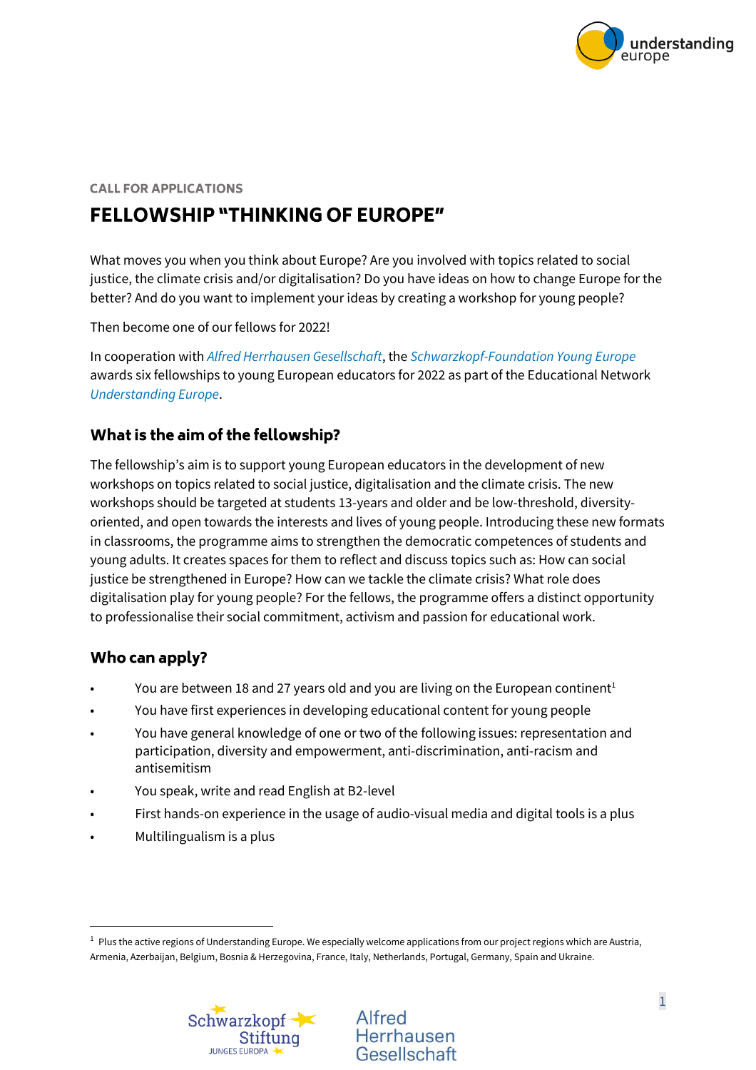CALL FOR APPLICATIONS

# FELLOWSHIP "THINKING OF EUROPE"

What moves you when you think about Europe? Are you involved with topics related to social justice, the climate crisis and/or digitalisation? Do you have ideas on how to change Europe for the better? And do you want to implement your ideas by creating a workshop for young people?

Then become one of our fellows for 2022!

In cooperation with *Alfred Herrhausen Gesellschaft*, the *Schwarzkopf-Foundation Young Europe* awards six fellowships to young European educators for 2022 as part of the Educational Network *Understanding Europe*.

## What is the aim of the fellowship?

The fellowship's aim is to support young European educators in the development of new workshops on topics related to social justice, digitalisation and the climate crisis. The new workshops should be targeted at students 13-years and older and be low-threshold, diversity-oriented, and open towards the interests and lives of young people. Introducing these new formats in classrooms, the programme aims to strengthen the democratic competences of students and young adults. It creates spaces for them to reflect and discuss topics such as: How can social justice be strengthened in Europe? How can we tackle the climate crisis? What role does digitalisation play for young people? For the fellows, the programme offers a distinct opportunity to professionalise their social commitment, activism and passion for educational work.

## Who can apply?

- You are between 18 and 27 years old and you are living on the European continent[1]
- You have first experiences in developing educational content for young people
- You have general knowledge of one or two of the following issues: representation and participation, diversity and empowerment, anti-discrimination, anti-racism and antisemitism
- You speak, write and read English at B2-level
- First hands-on experience in the usage of audio-visual media and digital tools is a plus
- Multilingualism is a plus

---

[1] Plus the active regions of Understanding Europe. We especially welcome applications from our project regions which are Austria, Armenia, Azerbaijan, Belgium, Bosnia & Herzegovina, France, Italy, Netherlands, Portugal, Germany, Spain and Ukraine.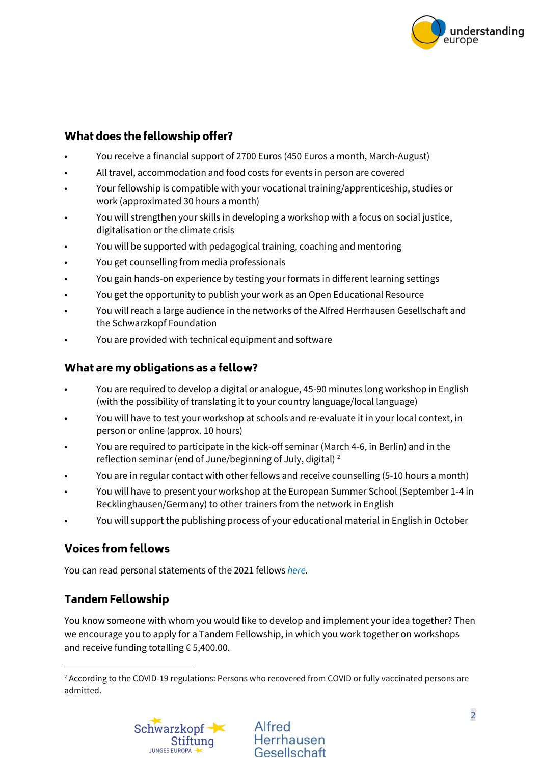## What does the fellowship offer?

- You receive a financial support of 2700 Euros (450 Euros a month, March-August)
- All travel, accommodation and food costs for events in person are covered
- Your fellowship is compatible with your vocational training/apprenticeship, studies or work (approximated 30 hours a month)
- You will strengthen your skills in developing a workshop with a focus on social justice, digitalisation or the climate crisis
- You will be supported with pedagogical training, coaching and mentoring
- You get counselling from media professionals
- You gain hands-on experience by testing your formats in different learning settings
- You get the opportunity to publish your work as an Open Educational Resource
- You will reach a large audience in the networks of the Alfred Herrhausen Gesellschaft and the Schwarzkopf Foundation
- You are provided with technical equipment and software

## What are my obligations as a fellow?

- You are required to develop a digital or analogue, 45-90 minutes long workshop in English (with the possibility of translating it to your country language/local language)
- You will have to test your workshop at schools and re-evaluate it in your local context, in person or online (approx. 10 hours)
- You are required to participate in the kick-off seminar (March 4-6, in Berlin) and in the reflection seminar (end of June/beginning of July, digital) [2]
- You are in regular contact with other fellows and receive counselling (5-10 hours a month)
- You will have to present your workshop at the European Summer School (September 1-4 in Recklinghausen/Germany) to other trainers from the network in English
- You will support the publishing process of your educational material in English in October

## Voices from fellows

You can read personal statements of the 2021 fellows *here*.

## Tandem Fellowship

You know someone with whom you would like to develop and implement your idea together? Then we encourage you to apply for a Tandem Fellowship, in which you work together on workshops and receive funding totalling € 5,400.00.

---

[2] According to the COVID-19 regulations: Persons who recovered from COVID or fully vaccinated persons are admitted.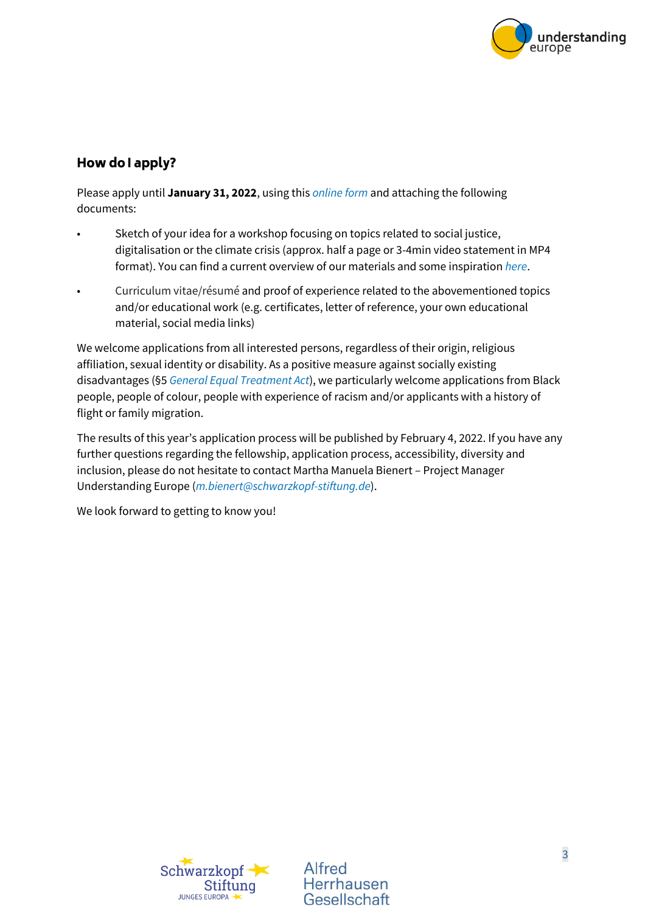## How do I apply?

Please apply until **January 31, 2022**, using this *online form* and attaching the following documents:

- Sketch of your idea for a workshop focusing on topics related to social justice, digitalisation or the climate crisis (approx. half a page or 3-4min video statement in MP4 format). You can find a current overview of our materials and some inspiration *here*.
- Curriculum vitae/résumé and proof of experience related to the abovementioned topics and/or educational work (e.g. certificates, letter of reference, your own educational material, social media links)

We welcome applications from all interested persons, regardless of their origin, religious affiliation, sexual identity or disability. As a positive measure against socially existing disadvantages (§5 *General Equal Treatment Act*), we particularly welcome applications from Black people, people of colour, people with experience of racism and/or applicants with a history of flight or family migration.

The results of this year's application process will be published by February 4, 2022. If you have any further questions regarding the fellowship, application process, accessibility, diversity and inclusion, please do not hesitate to contact Martha Manuela Bienert – Project Manager Understanding Europe (*m.bienert@schwarzkopf-stiftung.de*).

We look forward to getting to know you!